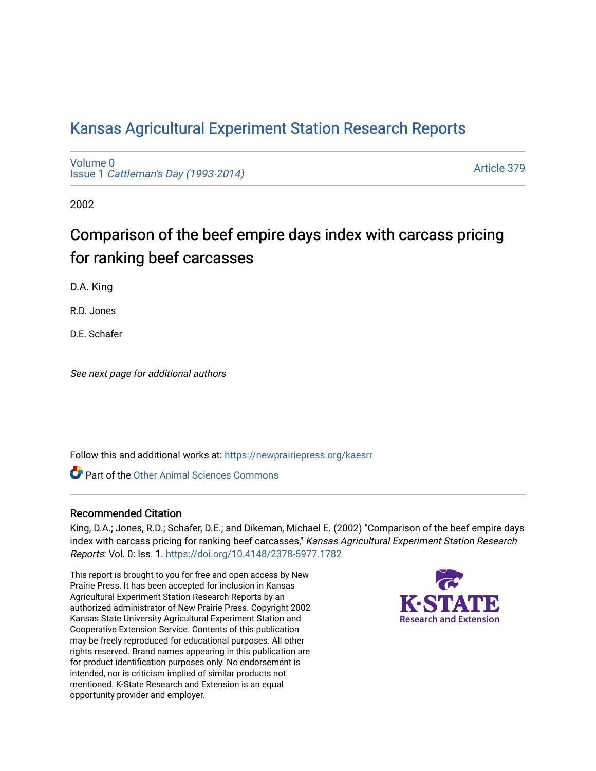# Kansas Agricultural Experiment Station Research Reports

Volume 0
Issue 1 *Cattleman's Day (1993-2014)*

Article 379

2002

## Comparison of the beef empire days index with carcass pricing for ranking beef carcasses

D.A. King

R.D. Jones

D.E. Schafer

*See next page for additional authors*

Follow this and additional works at: https://newprairiepress.org/kaesrr

Part of the Other Animal Sciences Commons

### Recommended Citation

King, D.A.; Jones, R.D.; Schafer, D.E.; and Dikeman, Michael E. (2002) "Comparison of the beef empire days index with carcass pricing for ranking beef carcasses," *Kansas Agricultural Experiment Station Research Reports*: Vol. 0: Iss. 1. https://doi.org/10.4148/2378-5977.1782

This report is brought to you for free and open access by New Prairie Press. It has been accepted for inclusion in Kansas Agricultural Experiment Station Research Reports by an authorized administrator of New Prairie Press. Copyright 2002 Kansas State University Agricultural Experiment Station and Cooperative Extension Service. Contents of this publication may be freely reproduced for educational purposes. All other rights reserved. Brand names appearing in this publication are for product identification purposes only. No endorsement is intended, nor is criticism implied of similar products not mentioned. K-State Research and Extension is an equal opportunity provider and employer.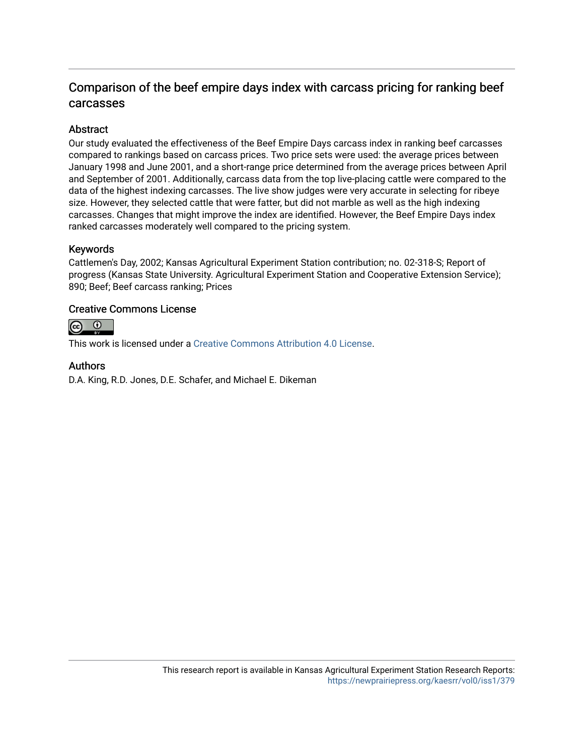## Comparison of the beef empire days index with carcass pricing for ranking beef carcasses

### Abstract

Our study evaluated the effectiveness of the Beef Empire Days carcass index in ranking beef carcasses compared to rankings based on carcass prices. Two price sets were used: the average prices between January 1998 and June 2001, and a short-range price determined from the average prices between April and September of 2001. Additionally, carcass data from the top live-placing cattle were compared to the data of the highest indexing carcasses. The live show judges were very accurate in selecting for ribeye size. However, they selected cattle that were fatter, but did not marble as well as the high indexing carcasses. Changes that might improve the index are identified. However, the Beef Empire Days index ranked carcasses moderately well compared to the pricing system.

### Keywords

Cattlemen's Day, 2002; Kansas Agricultural Experiment Station contribution; no. 02-318-S; Report of progress (Kansas State University. Agricultural Experiment Station and Cooperative Extension Service); 890; Beef; Beef carcass ranking; Prices

### Creative Commons License

This work is licensed under a Creative Commons Attribution 4.0 License.

### Authors

D.A. King, R.D. Jones, D.E. Schafer, and Michael E. Dikeman

This research report is available in Kansas Agricultural Experiment Station Research Reports: https://newprairiepress.org/kaesrr/vol0/iss1/379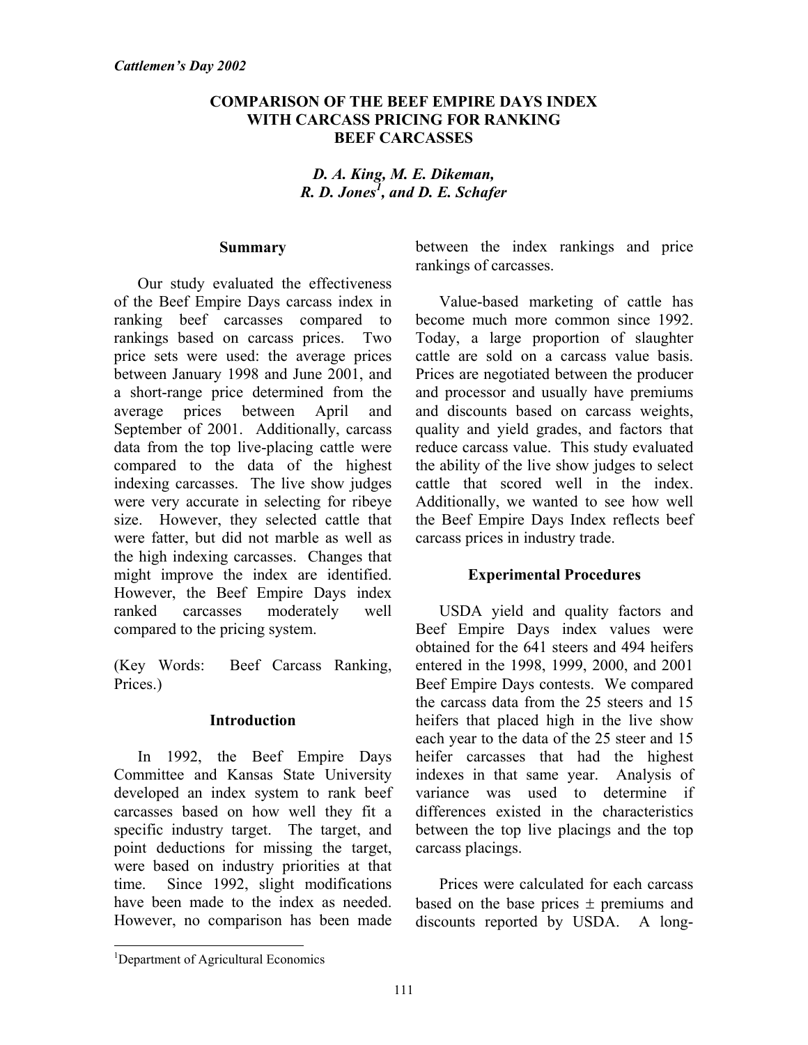# COMPARISON OF THE BEEF EMPIRE DAYS INDEX WITH CARCASS PRICING FOR RANKING BEEF CARCASSES

*D. A. King, M. E. Dikeman, R. D. Jones[1], and D. E. Schafer*

## Summary

Our study evaluated the effectiveness of the Beef Empire Days carcass index in ranking beef carcasses compared to rankings based on carcass prices. Two price sets were used: the average prices between January 1998 and June 2001, and a short-range price determined from the average prices between April and September of 2001. Additionally, carcass data from the top live-placing cattle were compared to the data of the highest indexing carcasses. The live show judges were very accurate in selecting for ribeye size. However, they selected cattle that were fatter, but did not marble as well as the high indexing carcasses. Changes that might improve the index are identified. However, the Beef Empire Days index ranked carcasses moderately well compared to the pricing system.

(Key Words: Beef Carcass Ranking, Prices.)

## Introduction

In 1992, the Beef Empire Days Committee and Kansas State University developed an index system to rank beef carcasses based on how well they fit a specific industry target. The target, and point deductions for missing the target, were based on industry priorities at that time. Since 1992, slight modifications have been made to the index as needed. However, no comparison has been made between the index rankings and price rankings of carcasses.

Value-based marketing of cattle has become much more common since 1992. Today, a large proportion of slaughter cattle are sold on a carcass value basis. Prices are negotiated between the producer and processor and usually have premiums and discounts based on carcass weights, quality and yield grades, and factors that reduce carcass value. This study evaluated the ability of the live show judges to select cattle that scored well in the index. Additionally, we wanted to see how well the Beef Empire Days Index reflects beef carcass prices in industry trade.

## Experimental Procedures

USDA yield and quality factors and Beef Empire Days index values were obtained for the 641 steers and 494 heifers entered in the 1998, 1999, 2000, and 2001 Beef Empire Days contests. We compared the carcass data from the 25 steers and 15 heifers that placed high in the live show each year to the data of the 25 steer and 15 heifer carcasses that had the highest indexes in that same year. Analysis of variance was used to determine if differences existed in the characteristics between the top live placings and the top carcass placings.

Prices were calculated for each carcass based on the base prices ± premiums and discounts reported by USDA. A long-

[1]Department of Agricultural Economics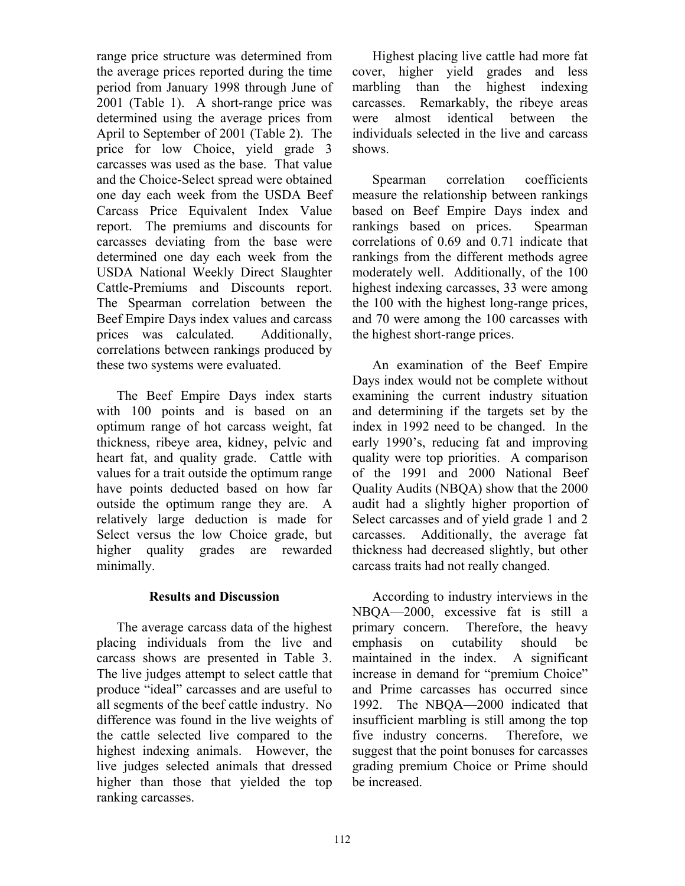range price structure was determined from the average prices reported during the time period from January 1998 through June of 2001 (Table 1). A short-range price was determined using the average prices from April to September of 2001 (Table 2). The price for low Choice, yield grade 3 carcasses was used as the base. That value and the Choice-Select spread were obtained one day each week from the USDA Beef Carcass Price Equivalent Index Value report. The premiums and discounts for carcasses deviating from the base were determined one day each week from the USDA National Weekly Direct Slaughter Cattle-Premiums and Discounts report. The Spearman correlation between the Beef Empire Days index values and carcass prices was calculated. Additionally, correlations between rankings produced by these two systems were evaluated.

The Beef Empire Days index starts with 100 points and is based on an optimum range of hot carcass weight, fat thickness, ribeye area, kidney, pelvic and heart fat, and quality grade. Cattle with values for a trait outside the optimum range have points deducted based on how far outside the optimum range they are. A relatively large deduction is made for Select versus the low Choice grade, but higher quality grades are rewarded minimally.

## Results and Discussion

The average carcass data of the highest placing individuals from the live and carcass shows are presented in Table 3. The live judges attempt to select cattle that produce "ideal" carcasses and are useful to all segments of the beef cattle industry. No difference was found in the live weights of the cattle selected live compared to the highest indexing animals. However, the live judges selected animals that dressed higher than those that yielded the top ranking carcasses.

Highest placing live cattle had more fat cover, higher yield grades and less marbling than the highest indexing carcasses. Remarkably, the ribeye areas were almost identical between the individuals selected in the live and carcass shows.

Spearman correlation coefficients measure the relationship between rankings based on Beef Empire Days index and rankings based on prices. Spearman correlations of 0.69 and 0.71 indicate that rankings from the different methods agree moderately well. Additionally, of the 100 highest indexing carcasses, 33 were among the 100 with the highest long-range prices, and 70 were among the 100 carcasses with the highest short-range prices.

An examination of the Beef Empire Days index would not be complete without examining the current industry situation and determining if the targets set by the index in 1992 need to be changed. In the early 1990's, reducing fat and improving quality were top priorities. A comparison of the 1991 and 2000 National Beef Quality Audits (NBQA) show that the 2000 audit had a slightly higher proportion of Select carcasses and of yield grade 1 and 2 carcasses. Additionally, the average fat thickness had decreased slightly, but other carcass traits had not really changed.

According to industry interviews in the NBQA—2000, excessive fat is still a primary concern. Therefore, the heavy emphasis on cutability should be maintained in the index. A significant increase in demand for "premium Choice" and Prime carcasses has occurred since 1992. The NBQA—2000 indicated that insufficient marbling is still among the top five industry concerns. Therefore, we suggest that the point bonuses for carcasses grading premium Choice or Prime should be increased.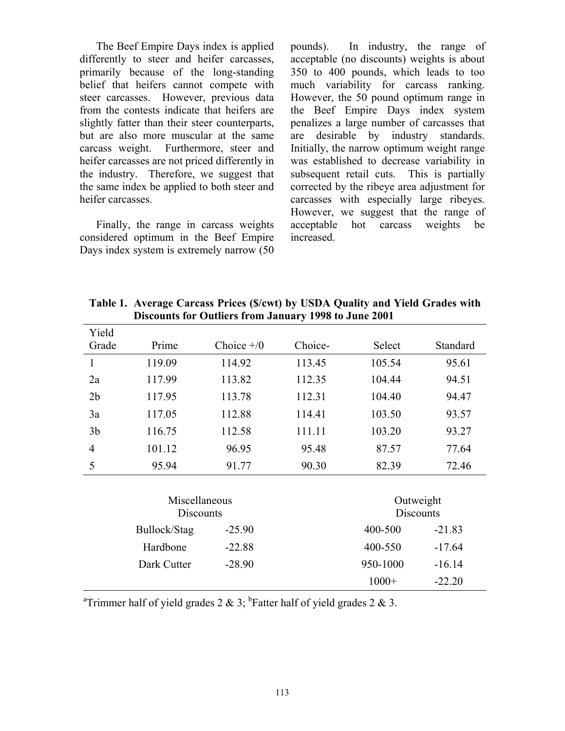The Beef Empire Days index is applied differently to steer and heifer carcasses, primarily because of the long-standing belief that heifers cannot compete with steer carcasses. However, previous data from the contests indicate that heifers are slightly fatter than their steer counterparts, but are also more muscular at the same carcass weight. Furthermore, steer and heifer carcasses are not priced differently in the industry. Therefore, we suggest that the same index be applied to both steer and heifer carcasses.

Finally, the range in carcass weights considered optimum in the Beef Empire Days index system is extremely narrow (50 pounds). In industry, the range of acceptable (no discounts) weights is about 350 to 400 pounds, which leads to too much variability for carcass ranking. However, the 50 pound optimum range in the Beef Empire Days index system penalizes a large number of carcasses that are desirable by industry standards. Initially, the narrow optimum weight range was established to decrease variability in subsequent retail cuts. This is partially corrected by the ribeye area adjustment for carcasses with especially large ribeyes. However, we suggest that the range of acceptable hot carcass weights be increased.

**Table 1. Average Carcass Prices ($/cwt) by USDA Quality and Yield Grades with Discounts for Outliers from January 1998 to June 2001**

| Yield Grade | Prime | Choice +/0 | Choice- | Select | Standard |
|---|---|---|---|---|---|
| 1 | 119.09 | 114.92 | 113.45 | 105.54 | 95.61 |
| 2a | 117.99 | 113.82 | 112.35 | 104.44 | 94.51 |
| 2b | 117.95 | 113.78 | 112.31 | 104.40 | 94.47 |
| 3a | 117.05 | 112.88 | 114.41 | 103.50 | 93.57 |
| 3b | 116.75 | 112.58 | 111.11 | 103.20 | 93.27 |
| 4 | 101.12 | 96.95 | 95.48 | 87.57 | 77.64 |
| 5 | 95.94 | 91.77 | 90.30 | 82.39 | 72.46 |

| Miscellaneous Discounts | | Outweight Discounts | |
|---|---|---|---|
| Bullock/Stag | -25.90 | 400-500 | -21.83 |
| Hardbone | -22.88 | 400-550 | -17.64 |
| Dark Cutter | -28.90 | 950-1000 | -16.14 |
| | | 1000+ | -22.20 |

[a]Trimmer half of yield grades 2 & 3; [b]Fatter half of yield grades 2 & 3.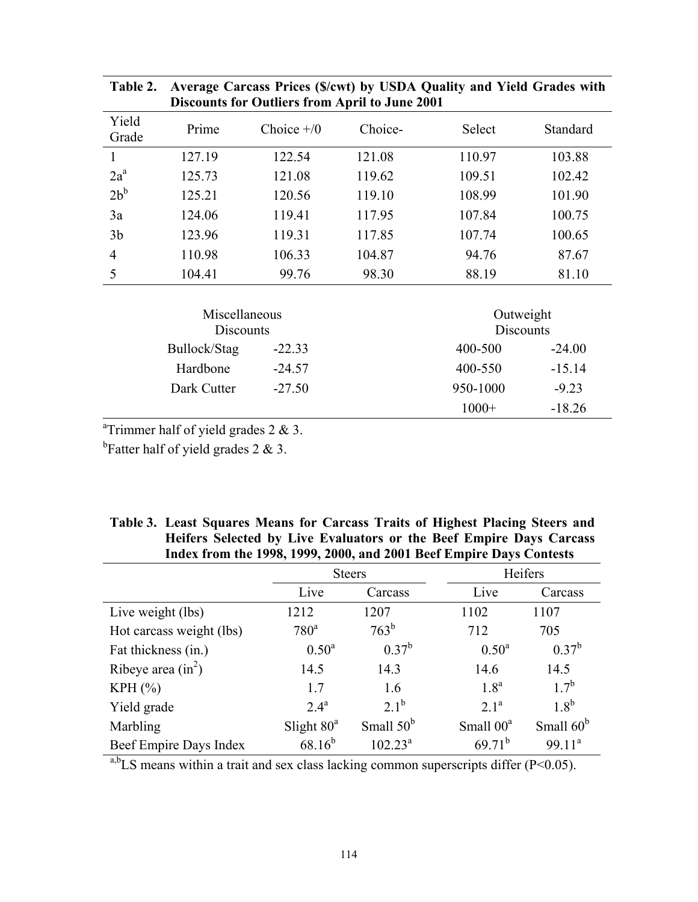**Table 2. Average Carcass Prices ($/cwt) by USDA Quality and Yield Grades with Discounts for Outliers from April to June 2001**

| Yield Grade | Prime | Choice +/0 | Choice- | Select | Standard |
|---|---|---|---|---|---|
| 1 | 127.19 | 122.54 | 121.08 | 110.97 | 103.88 |
| 2a[a] | 125.73 | 121.08 | 119.62 | 109.51 | 102.42 |
| 2b[b] | 125.21 | 120.56 | 119.10 | 108.99 | 101.90 |
| 3a | 124.06 | 119.41 | 117.95 | 107.84 | 100.75 |
| 3b | 123.96 | 119.31 | 117.85 | 107.74 | 100.65 |
| 4 | 110.98 | 106.33 | 104.87 | 94.76 | 87.67 |
| 5 | 104.41 | 99.76 | 98.30 | 88.19 | 81.10 |

| Miscellaneous Discounts | | Outweight Discounts | |
|---|---|---|---|
| Bullock/Stag | -22.33 | 400-500 | -24.00 |
| Hardbone | -24.57 | 400-550 | -15.14 |
| Dark Cutter | -27.50 | 950-1000 | -9.23 |
| | | 1000+ | -18.26 |

[a]Trimmer half of yield grades 2 & 3.

[b]Fatter half of yield grades 2 & 3.

**Table 3. Least Squares Means for Carcass Traits of Highest Placing Steers and Heifers Selected by Live Evaluators or the Beef Empire Days Carcass Index from the 1998, 1999, 2000, and 2001 Beef Empire Days Contests**

| | Steers | | Heifers | |
|---|---|---|---|---|
| | Live | Carcass | Live | Carcass |
| Live weight (lbs) | 1212 | 1207 | 1102 | 1107 |
| Hot carcass weight (lbs) | 780[a] | 763[b] | 712 | 705 |
| Fat thickness (in.) | 0.50[a] | 0.37[b] | 0.50[a] | 0.37[b] |
| Ribeye area ($in^2$) | 14.5 | 14.3 | 14.6 | 14.5 |
| KPH (%) | 1.7 | 1.6 | 1.8[a] | 1.7[b] |
| Yield grade | 2.4[a] | 2.1[b] | 2.1[a] | 1.8[b] |
| Marbling | Slight 80[a] | Small 50[b] | Small 00[a] | Small 60[b] |
| Beef Empire Days Index | 68.16[b] | 102.23[a] | 69.71[b] | 99.11[a] |

[a,b]LS means within a trait and sex class lacking common superscripts differ ($P<0.05$).